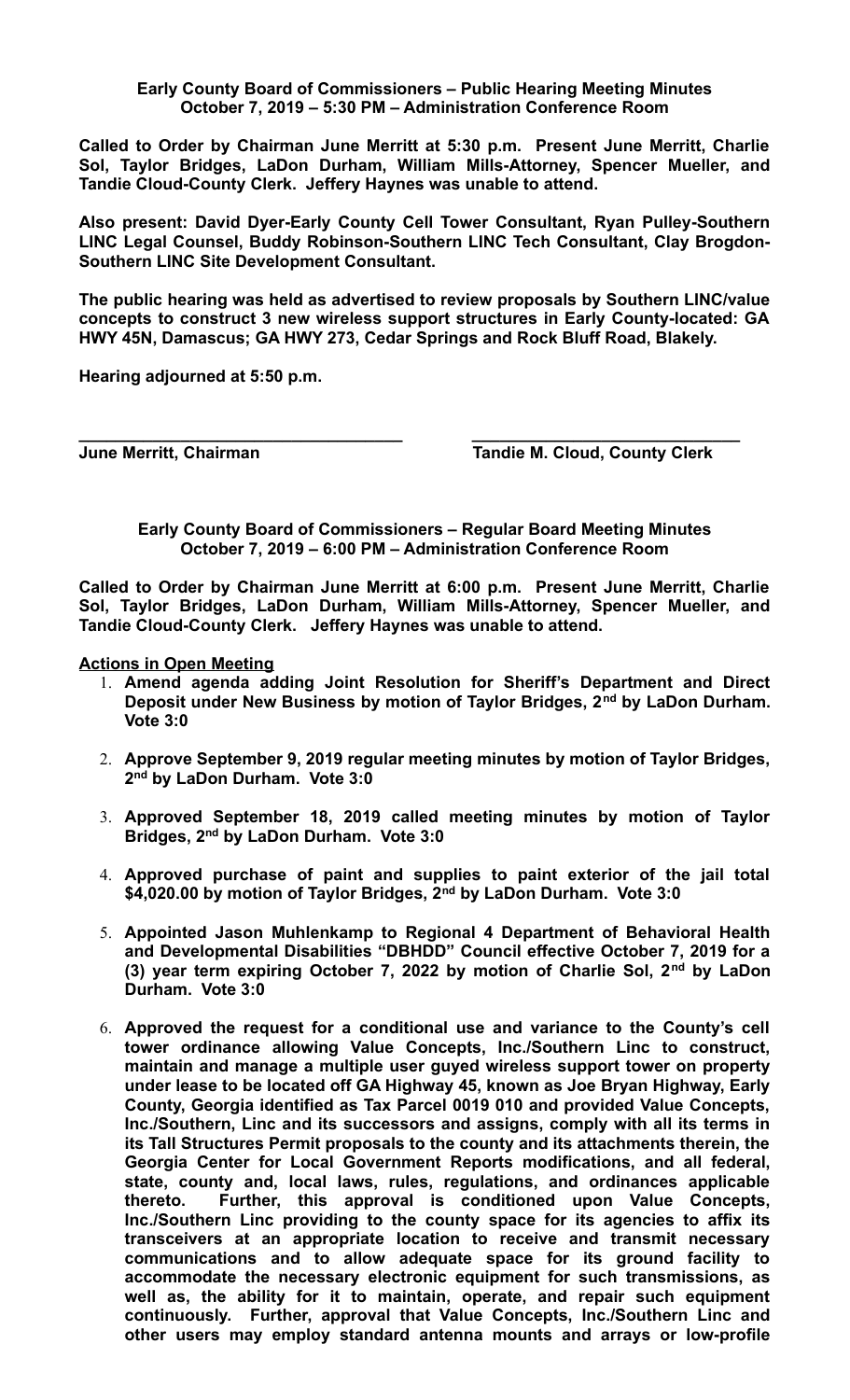**Early County Board of Commissioners – Public Hearing Meeting Minutes**
**October 7, 2019 – 5:30 PM – Administration Conference Room**

**Called to Order by Chairman June Merritt at 5:30 p.m. Present June Merritt, Charlie Sol, Taylor Bridges, LaDon Durham, William Mills-Attorney, Spencer Mueller, and Tandie Cloud-County Clerk. Jeffery Haynes was unable to attend.**

**Also present: David Dyer-Early County Cell Tower Consultant, Ryan Pulley-Southern LINC Legal Counsel, Buddy Robinson-Southern LINC Tech Consultant, Clay Brogdon-Southern LINC Site Development Consultant.**

**The public hearing was held as advertised to review proposals by Southern LINC/value concepts to construct 3 new wireless support structures in Early County-located: GA HWY 45N, Damascus; GA HWY 273, Cedar Springs and Rock Bluff Road, Blakely.**

**Hearing adjourned at 5:50 p.m.**

**\_\_\_\_\_\_\_\_\_\_\_\_\_\_\_\_\_\_\_\_\_\_\_\_\_\_\_\_\_\_\_\_\_\_\_\_ \_\_\_\_\_\_\_\_\_\_\_\_\_\_\_\_\_\_\_\_\_\_\_\_\_\_\_\_\_\_\_\_**
**June Merritt, Chairman Tandie M. Cloud, County Clerk**

**Early County Board of Commissioners – Regular Board Meeting Minutes**
**October 7, 2019 – 6:00 PM – Administration Conference Room**

**Called to Order by Chairman June Merritt at 6:00 p.m. Present June Merritt, Charlie Sol, Taylor Bridges, LaDon Durham, William Mills-Attorney, Spencer Mueller, and Tandie Cloud-County Clerk. Jeffery Haynes was unable to attend.**

**Actions in Open Meeting**

1. **Amend agenda adding Joint Resolution for Sheriff's Department and Direct Deposit under New Business by motion of Taylor Bridges, 2nd by LaDon Durham. Vote 3:0**

2. **Approve September 9, 2019 regular meeting minutes by motion of Taylor Bridges, 2nd by LaDon Durham. Vote 3:0**

3. **Approved September 18, 2019 called meeting minutes by motion of Taylor Bridges, 2nd by LaDon Durham. Vote 3:0**

4. **Approved purchase of paint and supplies to paint exterior of the jail total $4,020.00 by motion of Taylor Bridges, 2nd by LaDon Durham. Vote 3:0**

5. **Appointed Jason Muhlenkamp to Regional 4 Department of Behavioral Health and Developmental Disabilities "DBHDD" Council effective October 7, 2019 for a (3) year term expiring October 7, 2022 by motion of Charlie Sol, 2nd by LaDon Durham. Vote 3:0**

6. **Approved the request for a conditional use and variance to the County's cell tower ordinance allowing Value Concepts, Inc./Southern Linc to construct, maintain and manage a multiple user guyed wireless support tower on property under lease to be located off GA Highway 45, known as Joe Bryan Highway, Early County, Georgia identified as Tax Parcel 0019 010 and provided Value Concepts, Inc./Southern, Linc and its successors and assigns, comply with all its terms in its Tall Structures Permit proposals to the county and its attachments therein, the Georgia Center for Local Government Reports modifications, and all federal, state, county and, local laws, rules, regulations, and ordinances applicable thereto. Further, this approval is conditioned upon Value Concepts, Inc./Southern Linc providing to the county space for its agencies to affix its transceivers at an appropriate location to receive and transmit necessary communications and to allow adequate space for its ground facility to accommodate the necessary electronic equipment for such transmissions, as well as, the ability for it to maintain, operate, and repair such equipment continuously. Further, approval that Value Concepts, Inc./Southern Linc and other users may employ standard antenna mounts and arrays or low-profile**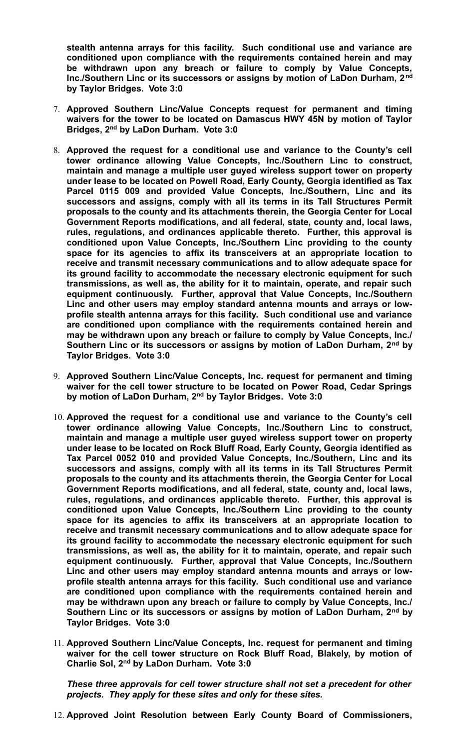**stealth antenna arrays for this facility. Such conditional use and variance are conditioned upon compliance with the requirements contained herein and may be withdrawn upon any breach or failure to comply by Value Concepts, Inc./Southern Linc or its successors or assigns by motion of LaDon Durham, 2nd by Taylor Bridges. Vote 3:0**

7. **Approved Southern Linc/Value Concepts request for permanent and timing waivers for the tower to be located on Damascus HWY 45N by motion of Taylor Bridges, 2nd by LaDon Durham. Vote 3:0**

8. **Approved the request for a conditional use and variance to the County's cell tower ordinance allowing Value Concepts, Inc./Southern Linc to construct, maintain and manage a multiple user guyed wireless support tower on property under lease to be located on Powell Road, Early County, Georgia identified as Tax Parcel 0115 009 and provided Value Concepts, Inc./Southern, Linc and its successors and assigns, comply with all its terms in its Tall Structures Permit proposals to the county and its attachments therein, the Georgia Center for Local Government Reports modifications, and all federal, state, county and, local laws, rules, regulations, and ordinances applicable thereto. Further, this approval is conditioned upon Value Concepts, Inc./Southern Linc providing to the county space for its agencies to affix its transceivers at an appropriate location to receive and transmit necessary communications and to allow adequate space for its ground facility to accommodate the necessary electronic equipment for such transmissions, as well as, the ability for it to maintain, operate, and repair such equipment continuously. Further, approval that Value Concepts, Inc./Southern Linc and other users may employ standard antenna mounts and arrays or low-profile stealth antenna arrays for this facility. Such conditional use and variance are conditioned upon compliance with the requirements contained herein and may be withdrawn upon any breach or failure to comply by Value Concepts, Inc./ Southern Linc or its successors or assigns by motion of LaDon Durham, 2nd by Taylor Bridges. Vote 3:0**

9. **Approved Southern Linc/Value Concepts, Inc. request for permanent and timing waiver for the cell tower structure to be located on Power Road, Cedar Springs by motion of LaDon Durham, 2nd by Taylor Bridges. Vote 3:0**

10. **Approved the request for a conditional use and variance to the County's cell tower ordinance allowing Value Concepts, Inc./Southern Linc to construct, maintain and manage a multiple user guyed wireless support tower on property under lease to be located on Rock Bluff Road, Early County, Georgia identified as Tax Parcel 0052 010 and provided Value Concepts, Inc./Southern, Linc and its successors and assigns, comply with all its terms in its Tall Structures Permit proposals to the county and its attachments therein, the Georgia Center for Local Government Reports modifications, and all federal, state, county and, local laws, rules, regulations, and ordinances applicable thereto. Further, this approval is conditioned upon Value Concepts, Inc./Southern Linc providing to the county space for its agencies to affix its transceivers at an appropriate location to receive and transmit necessary communications and to allow adequate space for its ground facility to accommodate the necessary electronic equipment for such transmissions, as well as, the ability for it to maintain, operate, and repair such equipment continuously. Further, approval that Value Concepts, Inc./Southern Linc and other users may employ standard antenna mounts and arrays or low-profile stealth antenna arrays for this facility. Such conditional use and variance are conditioned upon compliance with the requirements contained herein and may be withdrawn upon any breach or failure to comply by Value Concepts, Inc./ Southern Linc or its successors or assigns by motion of LaDon Durham, 2nd by Taylor Bridges. Vote 3:0**

11. **Approved Southern Linc/Value Concepts, Inc. request for permanent and timing waiver for the cell tower structure on Rock Bluff Road, Blakely, by motion of Charlie Sol, 2nd by LaDon Durham. Vote 3:0**

    ***These three approvals for cell tower structure shall not set a precedent for other projects. They apply for these sites and only for these sites.***

12. **Approved Joint Resolution between Early County Board of Commissioners,**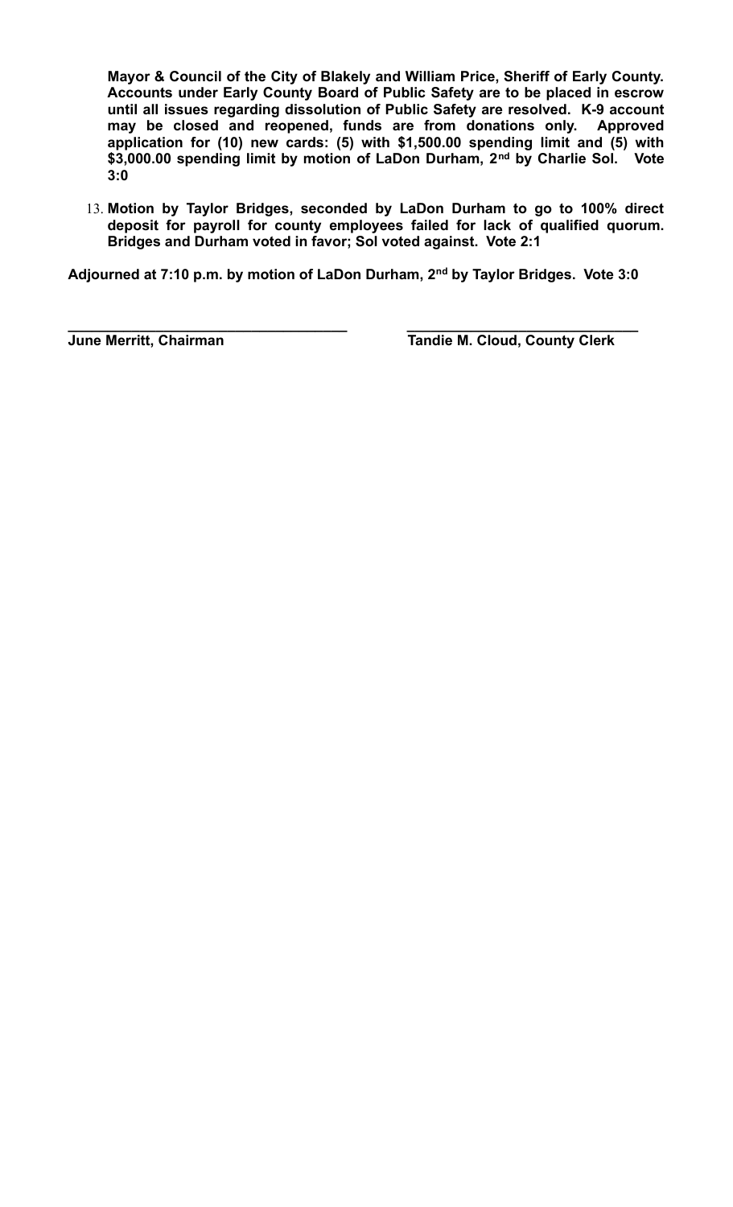**Mayor & Council of the City of Blakely and William Price, Sheriff of Early County. Accounts under Early County Board of Public Safety are to be placed in escrow until all issues regarding dissolution of Public Safety are resolved. K-9 account may be closed and reopened, funds are from donations only. Approved application for (10) new cards: (5) with $1,500.00 spending limit and (5) with $3,000.00 spending limit by motion of LaDon Durham, 2nd by Charlie Sol. Vote 3:0**

13. **Motion by Taylor Bridges, seconded by LaDon Durham to go to 100% direct deposit for payroll for county employees failed for lack of qualified quorum. Bridges and Durham voted in favor; Sol voted against. Vote 2:1**

**Adjourned at 7:10 p.m. by motion of LaDon Durham, 2nd by Taylor Bridges. Vote 3:0**

| | |
|---|---|
| ___________________________________ | ______________________________ |
| **June Merritt, Chairman** | **Tandie M. Cloud, County Clerk** |